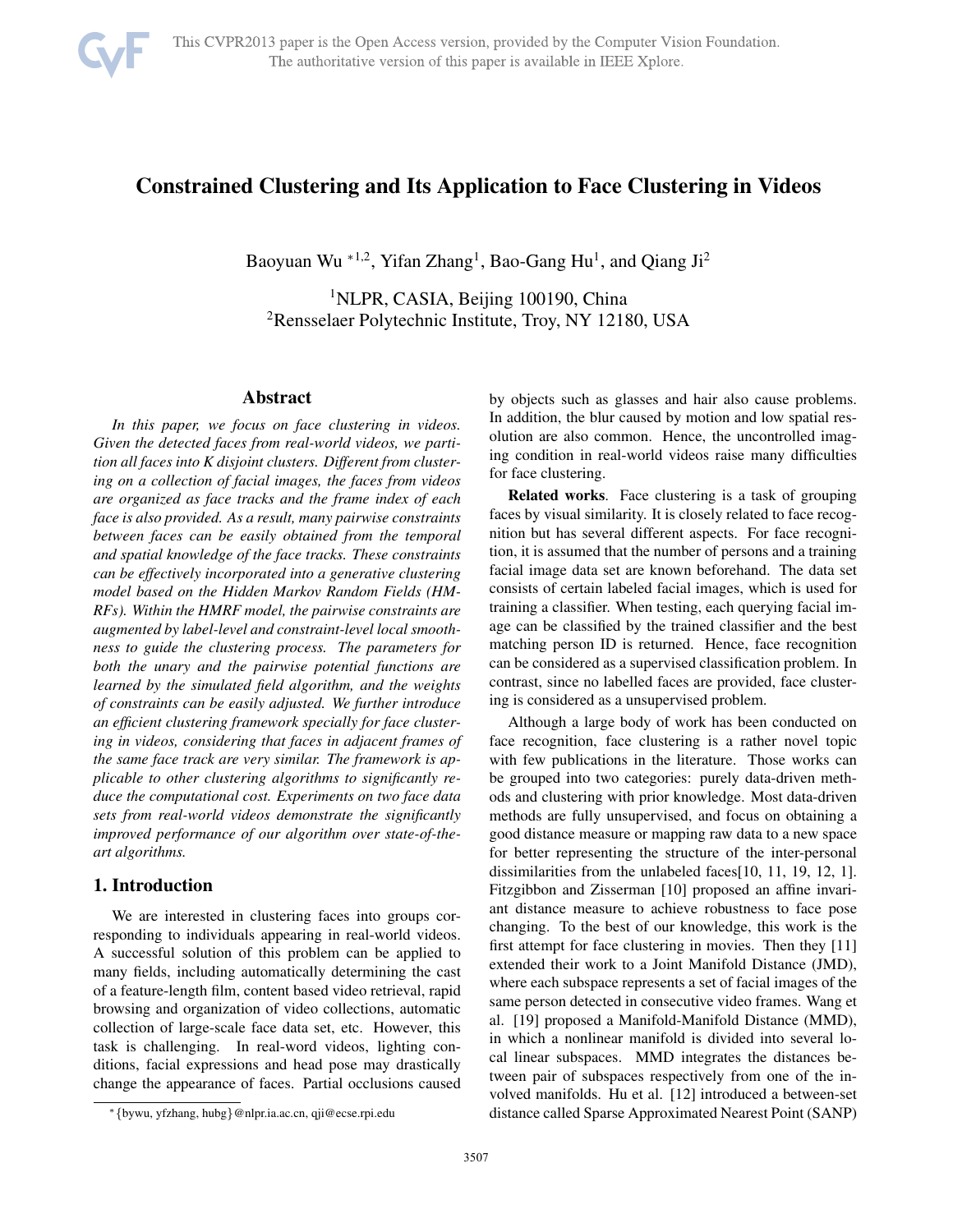# Constrained Clustering and Its Application to Face Clustering in Videos

Baoyuan Wu *[1,2], Yifan Zhang[1], Bao-Gang Hu[1], and Qiang Ji[2]

[1]NLPR, CASIA, Beijing 100190, China
[2]Rensselaer Polytechnic Institute, Troy, NY 12180, USA

## Abstract

*In this paper, we focus on face clustering in videos. Given the detected faces from real-world videos, we partition all faces into K disjoint clusters. Different from clustering on a collection of facial images, the faces from videos are organized as face tracks and the frame index of each face is also provided. As a result, many pairwise constraints between faces can be easily obtained from the temporal and spatial knowledge of the face tracks. These constraints can be effectively incorporated into a generative clustering model based on the Hidden Markov Random Fields (HMRFs). Within the HMRF model, the pairwise constraints are augmented by label-level and constraint-level local smoothness to guide the clustering process. The parameters for both the unary and the pairwise potential functions are learned by the simulated field algorithm, and the weights of constraints can be easily adjusted. We further introduce an efficient clustering framework specially for face clustering in videos, considering that faces in adjacent frames of the same face track are very similar. The framework is applicable to other clustering algorithms to significantly reduce the computational cost. Experiments on two face data sets from real-world videos demonstrate the significantly improved performance of our algorithm over state-of-the-art algorithms.*

## 1. Introduction

We are interested in clustering faces into groups corresponding to individuals appearing in real-world videos. A successful solution of this problem can be applied to many fields, including automatically determining the cast of a feature-length film, content based video retrieval, rapid browsing and organization of video collections, automatic collection of large-scale face data set, etc. However, this task is challenging. In real-word videos, lighting conditions, facial expressions and head pose may drastically change the appearance of faces. Partial occlusions caused by objects such as glasses and hair also cause problems. In addition, the blur caused by motion and low spatial resolution are also common. Hence, the uncontrolled imaging condition in real-world videos raise many difficulties for face clustering.

**Related works**. Face clustering is a task of grouping faces by visual similarity. It is closely related to face recognition but has several different aspects. For face recognition, it is assumed that the number of persons and a training facial image data set are known beforehand. The data set consists of certain labeled facial images, which is used for training a classifier. When testing, each querying facial image can be classified by the trained classifier and the best matching person ID is returned. Hence, face recognition can be considered as a supervised classification problem. In contrast, since no labelled faces are provided, face clustering is considered as a unsupervised problem.

Although a large body of work has been conducted on face recognition, face clustering is a rather novel topic with few publications in the literature. Those works can be grouped into two categories: purely data-driven methods and clustering with prior knowledge. Most data-driven methods are fully unsupervised, and focus on obtaining a good distance measure or mapping raw data to a new space for better representing the structure of the inter-personal dissimilarities from the unlabeled faces[10, 11, 19, 12, 1]. Fitzgibbon and Zisserman [10] proposed an affine invariant distance measure to achieve robustness to face pose changing. To the best of our knowledge, this work is the first attempt for face clustering in movies. Then they [11] extended their work to a Joint Manifold Distance (JMD), where each subspace represents a set of facial images of the same person detected in consecutive video frames. Wang et al. [19] proposed a Manifold-Manifold Distance (MMD), in which a nonlinear manifold is divided into several local linear subspaces. MMD integrates the distances between pair of subspaces respectively from one of the involved manifolds. Hu et al. [12] introduced a between-set distance called Sparse Approximated Nearest Point (SANP)

*{bywu, yfzhang, hubg}@nlpr.ia.ac.cn, qji@ecse.rpi.edu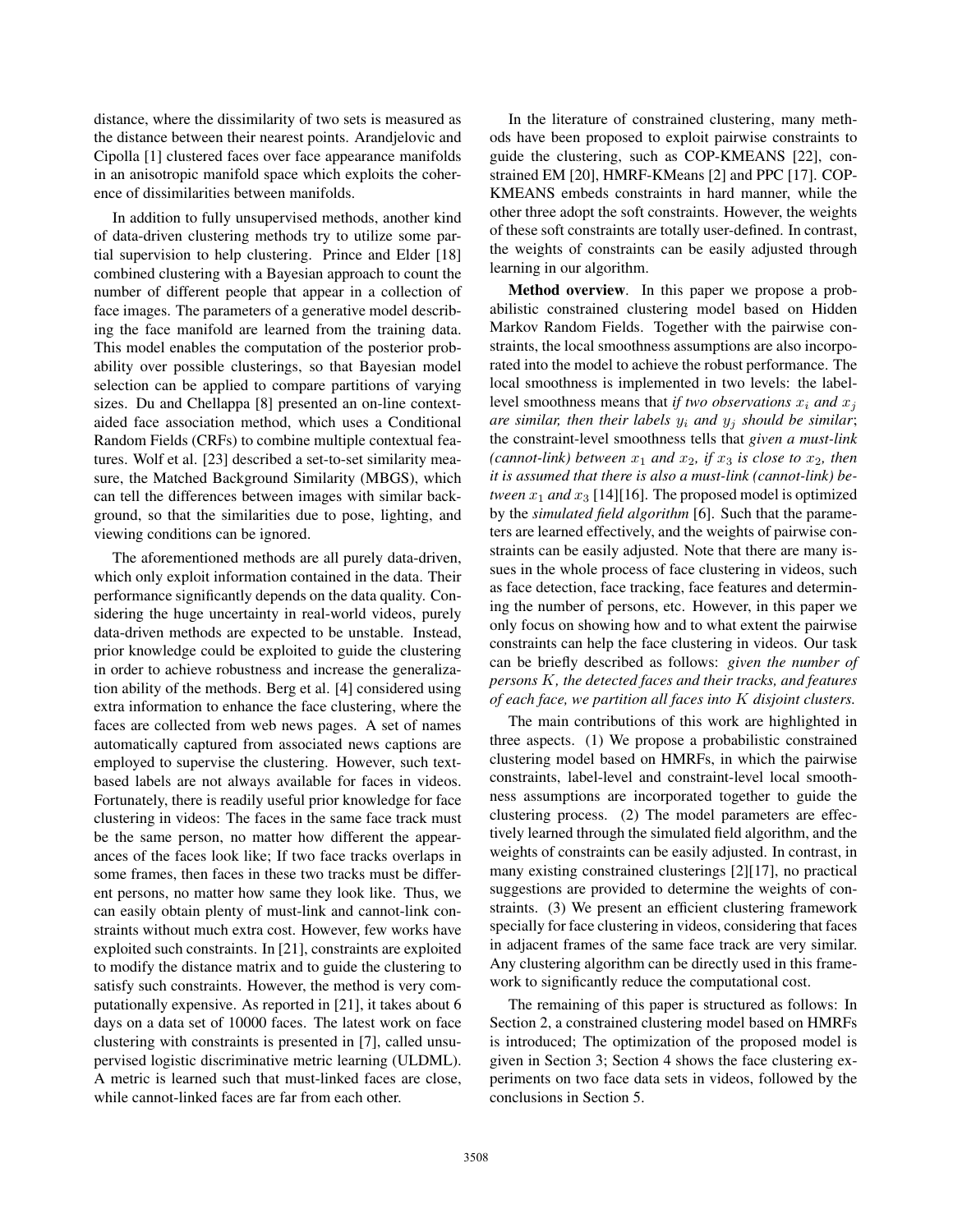distance, where the dissimilarity of two sets is measured as the distance between their nearest points. Arandjelovic and Cipolla [1] clustered faces over face appearance manifolds in an anisotropic manifold space which exploits the coherence of dissimilarities between manifolds.

In addition to fully unsupervised methods, another kind of data-driven clustering methods try to utilize some partial supervision to help clustering. Prince and Elder [18] combined clustering with a Bayesian approach to count the number of different people that appear in a collection of face images. The parameters of a generative model describing the face manifold are learned from the training data. This model enables the computation of the posterior probability over possible clusterings, so that Bayesian model selection can be applied to compare partitions of varying sizes. Du and Chellappa [8] presented an on-line context-aided face association method, which uses a Conditional Random Fields (CRFs) to combine multiple contextual features. Wolf et al. [23] described a set-to-set similarity measure, the Matched Background Similarity (MBGS), which can tell the differences between images with similar background, so that the similarities due to pose, lighting, and viewing conditions can be ignored.

The aforementioned methods are all purely data-driven, which only exploit information contained in the data. Their performance significantly depends on the data quality. Considering the huge uncertainty in real-world videos, purely data-driven methods are expected to be unstable. Instead, prior knowledge could be exploited to guide the clustering in order to achieve robustness and increase the generalization ability of the methods. Berg et al. [4] considered using extra information to enhance the face clustering, where the faces are collected from web news pages. A set of names automatically captured from associated news captions are employed to supervise the clustering. However, such text-based labels are not always available for faces in videos. Fortunately, there is readily useful prior knowledge for face clustering in videos: The faces in the same face track must be the same person, no matter how different the appearances of the faces look like; If two face tracks overlaps in some frames, then faces in these two tracks must be different persons, no matter how same they look like. Thus, we can easily obtain plenty of must-link and cannot-link constraints without much extra cost. However, few works have exploited such constraints. In [21], constraints are exploited to modify the distance matrix and to guide the clustering to satisfy such constraints. However, the method is very computationally expensive. As reported in [21], it takes about 6 days on a data set of 10000 faces. The latest work on face clustering with constraints is presented in [7], called unsupervised logistic discriminative metric learning (ULDML). A metric is learned such that must-linked faces are close, while cannot-linked faces are far from each other.

In the literature of constrained clustering, many methods have been proposed to exploit pairwise constraints to guide the clustering, such as COP-KMEANS [22], constrained EM [20], HMRF-KMeans [2] and PPC [17]. COP-KMEANS embeds constraints in hard manner, while the other three adopt the soft constraints. However, the weights of these soft constraints are totally user-defined. In contrast, the weights of constraints can be easily adjusted through learning in our algorithm.

**Method overview**. In this paper we propose a probabilistic constrained clustering model based on Hidden Markov Random Fields. Together with the pairwise constraints, the local smoothness assumptions are also incorporated into the model to achieve the robust performance. The local smoothness is implemented in two levels: the label-level smoothness means that *if two observations $x_i$ and $x_j$ are similar, then their labels $y_i$ and $y_j$ should be similar*; the constraint-level smoothness tells that *given a must-link (cannot-link) between $x_1$ and $x_2$, if $x_3$ is close to $x_2$, then it is assumed that there is also a must-link (cannot-link) between $x_1$ and $x_3$* [14][16]. The proposed model is optimized by the *simulated field algorithm* [6]. Such that the parameters are learned effectively, and the weights of pairwise constraints can be easily adjusted. Note that there are many issues in the whole process of face clustering in videos, such as face detection, face tracking, face features and determining the number of persons, etc. However, in this paper we only focus on showing how and to what extent the pairwise constraints can help the face clustering in videos. Our task can be briefly described as follows: *given the number of persons $K$, the detected faces and their tracks, and features of each face, we partition all faces into $K$ disjoint clusters.*

The main contributions of this work are highlighted in three aspects. (1) We propose a probabilistic constrained clustering model based on HMRFs, in which the pairwise constraints, label-level and constraint-level local smoothness assumptions are incorporated together to guide the clustering process. (2) The model parameters are effectively learned through the simulated field algorithm, and the weights of constraints can be easily adjusted. In contrast, in many existing constrained clusterings [2][17], no practical suggestions are provided to determine the weights of constraints. (3) We present an efficient clustering framework specially for face clustering in videos, considering that faces in adjacent frames of the same face track are very similar. Any clustering algorithm can be directly used in this framework to significantly reduce the computational cost.

The remaining of this paper is structured as follows: In Section 2, a constrained clustering model based on HMRFs is introduced; The optimization of the proposed model is given in Section 3; Section 4 shows the face clustering experiments on two face data sets in videos, followed by the conclusions in Section 5.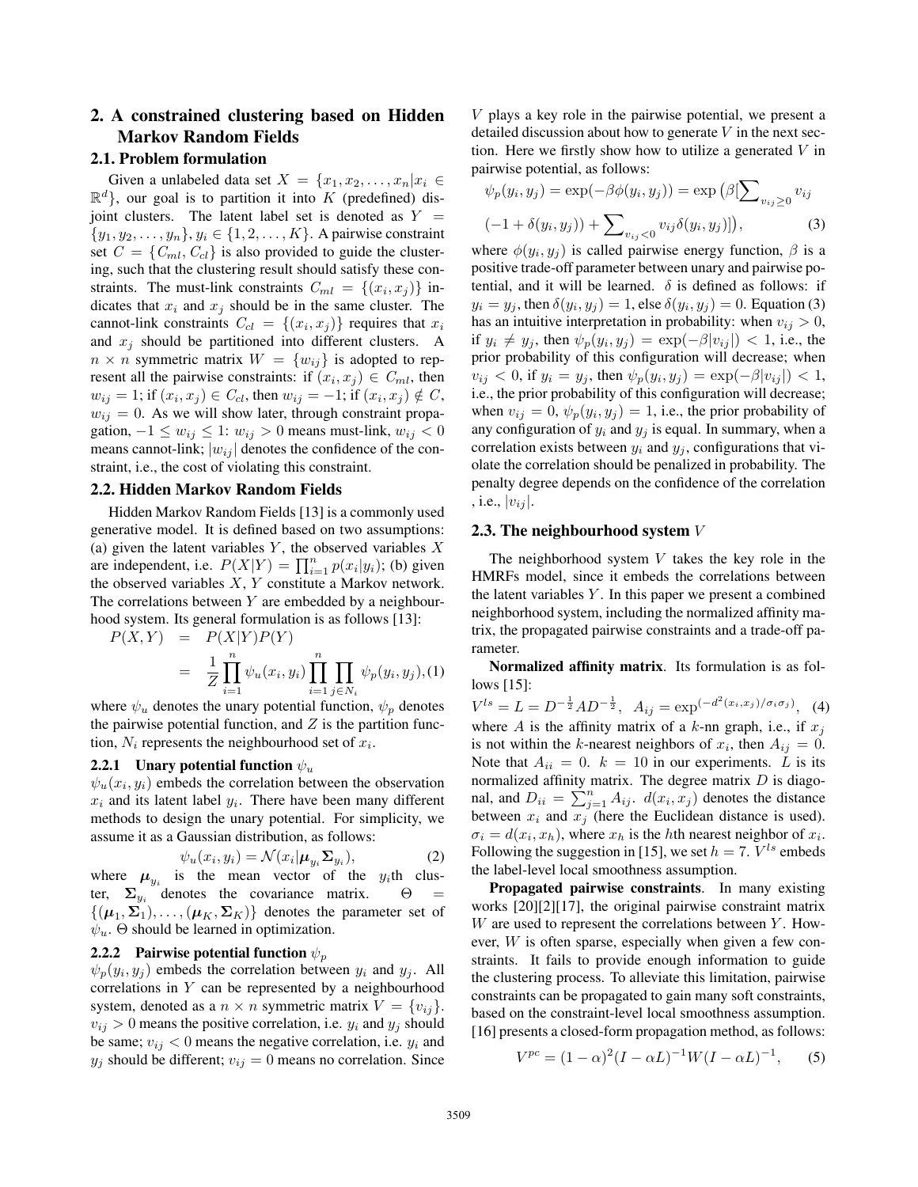## 2. A constrained clustering based on Hidden Markov Random Fields

### 2.1. Problem formulation

Given a unlabeled data set $X = \{x_1, x_2, \ldots, x_n | x_i \in \mathbb{R}^d\}$, our goal is to partition it into $K$ (predefined) disjoint clusters. The latent label set is denoted as $Y = \{y_1, y_2, \ldots, y_n\}, y_i \in \{1, 2, \ldots, K\}$. A pairwise constraint set $C = \{C_{ml}, C_{cl}\}$ is also provided to guide the clustering, such that the clustering result should satisfy these constraints. The must-link constraints $C_{ml} = \{(x_i, x_j)\}$ indicates that $x_i$ and $x_j$ should be in the same cluster. The cannot-link constraints $C_{cl} = \{(x_i, x_j)\}$ requires that $x_i$ and $x_j$ should be partitioned into different clusters. A $n \times n$ symmetric matrix $W = \{w_{ij}\}$ is adopted to represent all the pairwise constraints: if $(x_i, x_j) \in C_{ml}$, then $w_{ij} = 1$; if $(x_i, x_j) \in C_{cl}$, then $w_{ij} = -1$; if $(x_i, x_j) \notin C$, $w_{ij} = 0$. As we will show later, through constraint propagation, $-1 \leq w_{ij} \leq 1$: $w_{ij} > 0$ means must-link, $w_{ij} < 0$ means cannot-link; $|w_{ij}|$ denotes the confidence of the constraint, i.e., the cost of violating this constraint.

### 2.2. Hidden Markov Random Fields

Hidden Markov Random Fields [13] is a commonly used generative model. It is defined based on two assumptions: (a) given the latent variables $Y$, the observed variables $X$ are independent, i.e. $P(X|Y) = \prod_{i=1}^{n} p(x_i|y_i)$; (b) given the observed variables $X$, $Y$ constitute a Markov network. The correlations between $Y$ are embedded by a neighbourhood system. Its general formulation is as follows [13]:

$$\begin{aligned} P(X, Y) &= P(X|Y)P(Y) \\ &= \frac{1}{Z} \prod_{i=1}^{n} \psi_u(x_i, y_i) \prod_{i=1}^{n} \prod_{j \in N_i} \psi_p(y_i, y_j), \end{aligned} \tag{1}$$

where $\psi_u$ denotes the unary potential function, $\psi_p$ denotes the pairwise potential function, and $Z$ is the partition function, $N_i$ represents the neighbourhood set of $x_i$.

#### 2.2.1 Unary potential function $\psi_u$

$\psi_u(x_i, y_i)$ embeds the correlation between the observation $x_i$ and its latent label $y_i$. There have been many different methods to design the unary potential. For simplicity, we assume it as a Gaussian distribution, as follows:

$$\psi_u(x_i, y_i) = \mathcal{N}(x_i | \boldsymbol{\mu}_{y_i} \boldsymbol{\Sigma}_{y_i}), \tag{2}$$

where $\boldsymbol{\mu}_{y_i}$ is the mean vector of the $y_i$th cluster, $\boldsymbol{\Sigma}_{y_i}$ denotes the covariance matrix. $\Theta = \{(\boldsymbol{\mu}_1, \boldsymbol{\Sigma}_1), \ldots, (\boldsymbol{\mu}_K, \boldsymbol{\Sigma}_K)\}$ denotes the parameter set of $\psi_u$. $\Theta$ should be learned in optimization.

#### 2.2.2 Pairwise potential function $\psi_p$

$\psi_p(y_i, y_j)$ embeds the correlation between $y_i$ and $y_j$. All correlations in $Y$ can be represented by a neighbourhood system, denoted as a $n \times n$ symmetric matrix $V = \{v_{ij}\}$. $v_{ij} > 0$ means the positive correlation, i.e. $y_i$ and $y_j$ should be same; $v_{ij} < 0$ means the negative correlation, i.e. $y_i$ and $y_j$ should be different; $v_{ij} = 0$ means no correlation. Since $V$ plays a key role in the pairwise potential, we present a detailed discussion about how to generate $V$ in the next section. Here we firstly show how to utilize a generated $V$ in pairwise potential, as follows:

$$\begin{aligned} \psi_p(y_i, y_j) = \exp(-\beta\phi(y_i, y_j)) = \exp\big(\beta[\textstyle\sum_{v_{ij} \geq 0} v_{ij} \\ (-1 + \delta(y_i, y_j)) + \textstyle\sum_{v_{ij} < 0} v_{ij}\delta(y_i, y_j)]\big), \end{aligned} \tag{3}$$

where $\phi(y_i, y_j)$ is called pairwise energy function, $\beta$ is a positive trade-off parameter between unary and pairwise potential, and it will be learned. $\delta$ is defined as follows: if $y_i = y_j$, then $\delta(y_i, y_j) = 1$, else $\delta(y_i, y_j) = 0$. Equation (3) has an intuitive interpretation in probability: when $v_{ij} > 0$, if $y_i \neq y_j$, then $\psi_p(y_i, y_j) = \exp(-\beta|v_{ij}|) < 1$, i.e., the prior probability of this configuration will decrease; when $v_{ij} < 0$, if $y_i = y_j$, then $\psi_p(y_i, y_j) = \exp(-\beta|v_{ij}|) < 1$, i.e., the prior probability of this configuration will decrease; when $v_{ij} = 0$, $\psi_p(y_i, y_j) = 1$, i.e., the prior probability of any configuration of $y_i$ and $y_j$ is equal. In summary, when a correlation exists between $y_i$ and $y_j$, configurations that violate the correlation should be penalized in probability. The penalty degree depends on the confidence of the correlation , i.e., $|v_{ij}|$.

### 2.3. The neighbourhood system $V$

The neighborhood system $V$ takes the key role in the HMRFs model, since it embeds the correlations between the latent variables $Y$. In this paper we present a combined neighborhood system, including the normalized affinity matrix, the propagated pairwise constraints and a trade-off parameter.

**Normalized affinity matrix**. Its formulation is as follows [15]:

$$V^{ls} = L = D^{-\frac{1}{2}} A D^{-\frac{1}{2}}, \quad A_{ij} = \exp^{(-d^2(x_i, x_j)/\sigma_i \sigma_j)}, \tag{4}$$

where $A$ is the affinity matrix of a $k$-nn graph, i.e., if $x_j$ is not within the $k$-nearest neighbors of $x_i$, then $A_{ij} = 0$. Note that $A_{ii} = 0$. $k = 10$ in our experiments. $L$ is its normalized affinity matrix. The degree matrix $D$ is diagonal, and $D_{ii} = \sum_{j=1}^{n} A_{ij}$. $d(x_i, x_j)$ denotes the distance between $x_i$ and $x_j$ (here the Euclidean distance is used). $\sigma_i = d(x_i, x_h)$, where $x_h$ is the $h$th nearest neighbor of $x_i$. Following the suggestion in [15], we set $h = 7$. $V^{ls}$ embeds the label-level local smoothness assumption.

**Propagated pairwise constraints**. In many existing works [20][2][17], the original pairwise constraint matrix $W$ are used to represent the correlations between $Y$. However, $W$ is often sparse, especially when given a few constraints. It fails to provide enough information to guide the clustering process. To alleviate this limitation, pairwise constraints can be propagated to gain many soft constraints, based on the constraint-level local smoothness assumption. [16] presents a closed-form propagation method, as follows:

$$V^{pc} = (1 - \alpha)^2 (I - \alpha L)^{-1} W (I - \alpha L)^{-1}, \tag{5}$$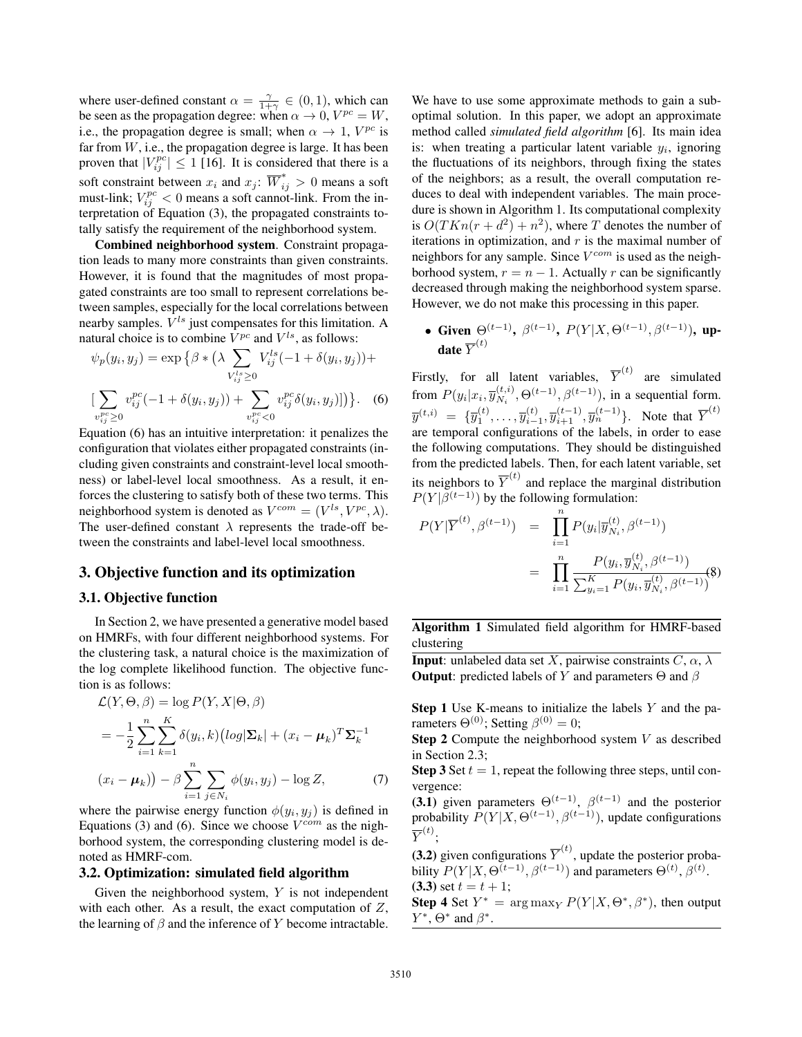where user-defined constant $\alpha = \frac{\gamma}{1+\gamma} \in (0, 1)$, which can be seen as the propagation degree: when $\alpha \to 0$, $V^{pc} = W$, i.e., the propagation degree is small; when $\alpha \to 1$, $V^{pc}$ is far from $W$, i.e., the propagation degree is large. It has been proven that $|V_{ij}^{pc}| \leq 1$ [16]. It is considered that there is a soft constraint between $x_i$ and $x_j$: $\overline{W}_{ij}^* > 0$ means a soft must-link; $V_{ij}^{pc} < 0$ means a soft cannot-link. From the interpretation of Equation (3), the propagated constraints totally satisfy the requirement of the neighborhood system.

**Combined neighborhood system**. Constraint propagation leads to many more constraints than given constraints. However, it is found that the magnitudes of most propagated constraints are too small to represent correlations between samples, especially for the local correlations between nearby samples. $V^{ls}$ just compensates for this limitation. A natural choice is to combine $V^{pc}$ and $V^{ls}$, as follows:

$$\psi_p(y_i, y_j) = \exp\big\{\beta * \big(\lambda \sum_{V_{ij}^{ls} \geq 0} V_{ij}^{ls}(-1 + \delta(y_i, y_j)) + [\sum_{v_{ij}^{pc} \geq 0} v_{ij}^{pc}(-1 + \delta(y_i, y_j)) + \sum_{v_{ij}^{pc} < 0} v_{ij}^{pc}\delta(y_i, y_j)]\big)\big\}. \quad (6)$$

Equation (6) has an intuitive interpretation: it penalizes the configuration that violates either propagated constraints (including given constraints and constraint-level local smoothness) or label-level local smoothness. As a result, it enforces the clustering to satisfy both of these two terms. This neighborhood system is denoted as $V^{com} = (V^{ls}, V^{pc}, \lambda)$. The user-defined constant $\lambda$ represents the trade-off between the constraints and label-level local smoothness.

## 3. Objective function and its optimization

### 3.1. Objective function

In Section 2, we have presented a generative model based on HMRFs, with four different neighborhood systems. For the clustering task, a natural choice is the maximization of the log complete likelihood function. The objective function is as follows:

$$\begin{aligned}
\mathcal{L}(Y, \Theta, \beta) &= \log P(Y, X|\Theta, \beta) \\
&= -\frac{1}{2}\sum_{i=1}^{n}\sum_{k=1}^{K}\delta(y_i, k)\big(log|\mathbf{\Sigma}_k| + (x_i - \boldsymbol{\mu}_k)^T\mathbf{\Sigma}_k^{-1} \\
&\quad (x_i - \boldsymbol{\mu}_k)\big) - \beta\sum_{i=1}^{n}\sum_{j \in N_i}\phi(y_i, y_j) - \log Z, \quad (7)
\end{aligned}$$

where the pairwise energy function $\phi(y_i, y_j)$ is defined in Equations (3) and (6). Since we choose $V^{com}$ as the nighborhood system, the corresponding clustering model is denoted as HMRF-com.

### 3.2. Optimization: simulated field algorithm

Given the neighborhood system, $Y$ is not independent with each other. As a result, the exact computation of $Z$, the learning of $\beta$ and the inference of $Y$ become intractable. We have to use some approximate methods to gain a suboptimal solution. In this paper, we adopt an approximate method called *simulated field algorithm* [6]. Its main idea is: when treating a particular latent variable $y_i$, ignoring the fluctuations of its neighbors, through fixing the states of the neighbors; as a result, the overall computation reduces to deal with independent variables. The main procedure is shown in Algorithm 1. Its computational complexity is $O(TKn(r + d^2) + n^2)$, where $T$ denotes the number of iterations in optimization, and $r$ is the maximal number of neighbors for any sample. Since $V^{com}$ is used as the neighborhood system, $r = n - 1$. Actually $r$ can be significantly decreased through making the neighborhood system sparse. However, we do not make this processing in this paper.

- **Given** $\Theta^{(t-1)}$, $\beta^{(t-1)}$, $P(Y|X, \Theta^{(t-1)}, \beta^{(t-1)})$, **update** $\overline{Y}^{(t)}$

Firstly, for all latent variables, $\overline{Y}^{(t)}$ are simulated from $P(y_i|x_i, \overline{y}_{N_i}^{(t,i)}, \Theta^{(t-1)}, \beta^{(t-1)})$, in a sequential form. $\overline{y}^{(t,i)} = \{\overline{y}_1^{(t)}, \ldots, \overline{y}_{i-1}^{(t)}, \overline{y}_{i+1}^{(t-1)}, \overline{y}_n^{(t-1)}\}$. Note that $\overline{Y}^{(t)}$ are temporal configurations of the labels, in order to ease the following computations. They should be distinguished from the predicted labels. Then, for each latent variable, set its neighbors to $\overline{Y}^{(t)}$ and replace the marginal distribution $P(Y|\beta^{(t-1)})$ by the following formulation:

$$\begin{aligned}
P(Y|\overline{Y}^{(t)}, \beta^{(t-1)}) &= \prod_{i=1}^{n} P(y_i|\overline{y}_{N_i}^{(t)}, \beta^{(t-1)}) \\
&= \prod_{i=1}^{n} \frac{P(y_i, \overline{y}_{N_i}^{(t)}, \beta^{(t-1)})}{\sum_{y_i=1}^{K} P(y_i, \overline{y}_{N_i}^{(t)}, \beta^{(t-1)})} \quad (8)
\end{aligned}$$

**Algorithm 1** Simulated field algorithm for HMRF-based clustering

**Input**: unlabeled data set $X$, pairwise constraints $C$, $\alpha$, $\lambda$
**Output**: predicted labels of $Y$ and parameters $\Theta$ and $\beta$

**Step 1** Use K-means to initialize the labels $Y$ and the parameters $\Theta^{(0)}$; Setting $\beta^{(0)} = 0$;
**Step 2** Compute the neighborhood system $V$ as described in Section 2.3;
**Step 3** Set $t = 1$, repeat the following three steps, until convergence:
**(3.1)** given parameters $\Theta^{(t-1)}$, $\beta^{(t-1)}$ and the posterior probability $P(Y|X, \Theta^{(t-1)}, \beta^{(t-1)})$, update configurations $\overline{Y}^{(t)}$;
**(3.2)** given configurations $\overline{Y}^{(t)}$, update the posterior probability $P(Y|X, \Theta^{(t-1)}, \beta^{(t-1)})$ and parameters $\Theta^{(t)}$, $\beta^{(t)}$.
**(3.3)** set $t = t + 1$;
**Step 4** Set $Y^* = \arg\max_Y P(Y|X, \Theta^*, \beta^*)$, then output $Y^*$, $\Theta^*$ and $\beta^*$.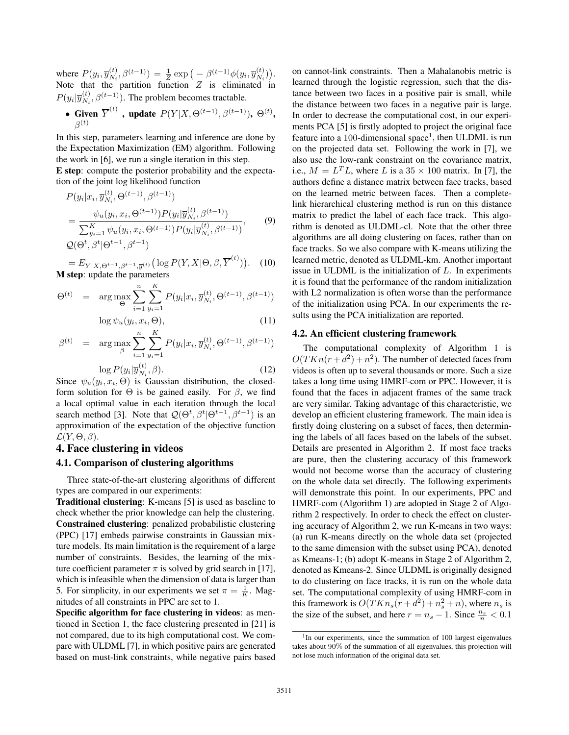where $P(y_i, \overline{y}^{(t)}_{N_i}, \beta^{(t-1)}) = \frac{1}{Z}\exp\big(-\beta^{(t-1)}\phi(y_i, \overline{y}^{(t)}_{N_i})\big)$. Note that the partition function $Z$ is eliminated in $P(y_i|\overline{y}^{(t)}_{N_i}, \beta^{(t-1)})$. The problem becomes tractable.

- **Given** $\overline{Y}^{(t)}$ **, update** $P(Y|X, \Theta^{(t-1)}, \beta^{(t-1)})$**,** $\Theta^{(t)}$**,** $\beta^{(t)}$

In this step, parameters learning and inference are done by the Expectation Maximization (EM) algorithm. Following the work in [6], we run a single iteration in this step.

**E step**: compute the posterior probability and the expectation of the joint log likelihood function

$$
\begin{aligned}
&P(y_i|x_i, \overline{y}^{(t)}_{N_i}, \Theta^{(t-1)}, \beta^{(t-1)}) \\
&= \frac{\psi_u(y_i, x_i, \Theta^{(t-1)})P(y_i|\overline{y}^{(t)}_{N_i}, \beta^{(t-1)})}{\sum_{y_i=1}^{K}\psi_u(y_i, x_i, \Theta^{(t-1)})P(y_i|\overline{y}^{(t)}_{N_i}, \beta^{(t-1)})}, \qquad (9)
\end{aligned}
$$

$$
\begin{aligned}
&\mathcal{Q}(\Theta^t, \beta^t|\Theta^{t-1}, \beta^{t-1}) \\
&= E_{Y|X,\Theta^{t-1},\beta^{t-1},\overline{y}^{(t)}}\big(\log P(Y, X|\Theta, \beta, \overline{Y}^{(t)})\big). \qquad (10)
\end{aligned}
$$

**M step**: update the parameters

$$
\Theta^{(t)} = \arg\max_{\Theta} \sum_{i=1}^{n}\sum_{y_i=1}^{K} P(y_i|x_i, \overline{y}^{(t)}_{N_i}, \Theta^{(t-1)}, \beta^{(t-1)}) \log\psi_u(y_i, x_i, \Theta), \qquad (11)
$$

$$
\beta^{(t)} = \arg\max_{\beta} \sum_{i=1}^{n}\sum_{y_i=1}^{K} P(y_i|x_i, \overline{y}^{(t)}_{N_i}, \Theta^{(t-1)}, \beta^{(t-1)}) \log P(y_i|\overline{y}^{(t)}_{N_i}, \beta). \qquad (12)
$$

Since $\psi_u(y_i, x_i, \Theta)$ is Gaussian distribution, the closed-form solution for $\Theta$ is be gained easily. For $\beta$, we find a local optimal value in each iteration through the local search method [3]. Note that $\mathcal{Q}(\Theta^t, \beta^t|\Theta^{t-1}, \beta^{t-1})$ is an approximation of the expectation of the objective function $\mathcal{L}(Y, \Theta, \beta)$.

# 4. Face clustering in videos

## 4.1. Comparison of clustering algorithms

Three state-of-the-art clustering algorithms of different types are compared in our experiments:

**Traditional clustering**: K-means [5] is used as baseline to check whether the prior knowledge can help the clustering.

**Constrained clustering**: penalized probabilistic clustering (PPC) [17] embeds pairwise constraints in Gaussian mixture models. Its main limitation is the requirement of a large number of constraints. Besides, the learning of the mixture coefficient parameter $\pi$ is solved by grid search in [17], which is infeasible when the dimension of data is larger than 5. For simplicity, in our experiments we set $\pi = \frac{1}{K}$. Magnitudes of all constraints in PPC are set to 1.

**Specific algorithm for face clustering in videos**: as mentioned in Section 1, the face clustering presented in [21] is not compared, due to its high computational cost. We compare with ULDML [7], in which positive pairs are generated based on must-link constraints, while negative pairs based on cannot-link constraints. Then a Mahalanobis metric is learned through the logistic regression, such that the distance between two faces in a positive pair is small, while the distance between two faces in a negative pair is large. In order to decrease the computational cost, in our experiments PCA [5] is firstly adopted to project the original face feature into a 100-dimensional space[1], then ULDML is run on the projected data set. Following the work in [7], we also use the low-rank constraint on the covariance matrix, i.e., $M = L^TL$, where $L$ is a $35 \times 100$ matrix. In [7], the authors define a distance matrix between face tracks, based on the learned metric between faces. Then a complete-link hierarchical clustering method is run on this distance matrix to predict the label of each face track. This algorithm is denoted as ULDML-cl. Note that the other three algorithms are all doing clustering on faces, rather than on face tracks. So we also compare with K-means utilizing the learned metric, denoted as ULDML-km. Another important issue in ULDML is the initialization of $L$. In experiments it is found that the performance of the random initialization with L2 normalization is often worse than the performance of the initialization using PCA. In our experiments the results using the PCA initialization are reported.

## 4.2. An efficient clustering framework

The computational complexity of Algorithm 1 is $O(TKn(r + d^2) + n^2)$. The number of detected faces from videos is often up to several thousands or more. Such a size takes a long time using HMRF-com or PPC. However, it is found that the faces in adjacent frames of the same track are very similar. Taking advantage of this characteristic, we develop an efficient clustering framework. The main idea is firstly doing clustering on a subset of faces, then determining the labels of all faces based on the labels of the subset. Details are presented in Algorithm 2. If most face tracks are pure, then the clustering accuracy of this framework would not become worse than the accuracy of clustering on the whole data set directly. The following experiments will demonstrate this point. In our experiments, PPC and HMRF-com (Algorithm 1) are adopted in Stage 2 of Algorithm 2 respectively. In order to check the effect on clustering accuracy of Algorithm 2, we run K-means in two ways: (a) run K-means directly on the whole data set (projected to the same dimension with the subset using PCA), denoted as Kmeans-1; (b) adopt K-means in Stage 2 of Algorithm 2, denoted as Kmeans-2. Since ULDML is originally designed to do clustering on face tracks, it is run on the whole data set. The computational complexity of using HMRF-com in this framework is $O(TKn_s(r + d^2) + n_s^2 + n)$, where $n_s$ is the size of the subset, and here $r = n_s - 1$. Since $\frac{n_s}{n} < 0.1$

[1] In our experiments, since the summation of 100 largest eigenvalues takes about 90% of the summation of all eigenvalues, this projection will not lose much information of the original data set.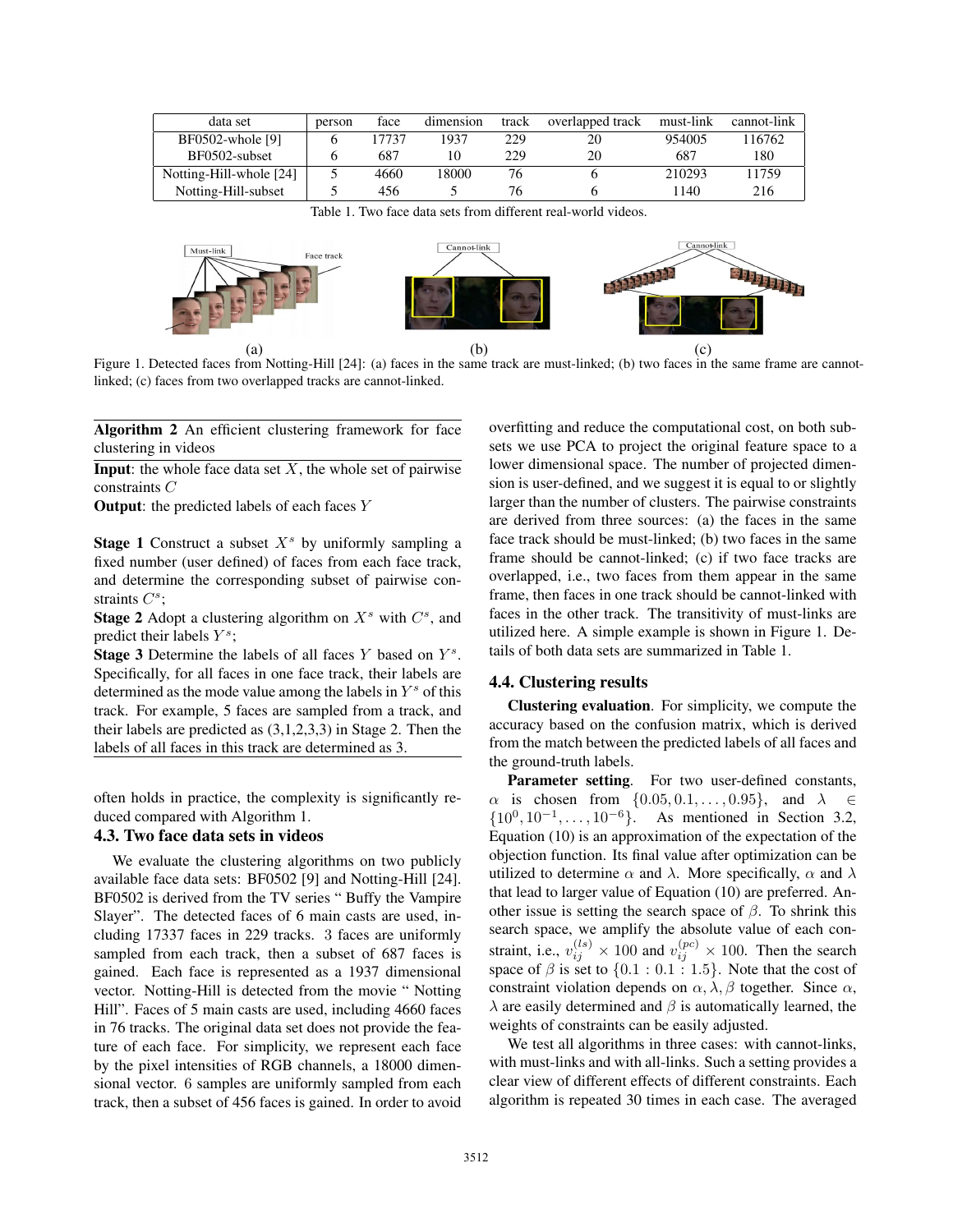| data set | person | face | dimension | track | overlapped track | must-link | cannot-link |
|---|---|---|---|---|---|---|---|
| BF0502-whole [9] | 6 | 17737 | 1937 | 229 | 20 | 954005 | 116762 |
| BF0502-subset | 6 | 687 | 10 | 229 | 20 | 687 | 180 |
| Notting-Hill-whole [24] | 5 | 4660 | 18000 | 76 | 6 | 210293 | 11759 |
| Notting-Hill-subset | 5 | 456 | 5 | 76 | 6 | 1140 | 216 |

Table 1. Two face data sets from different real-world videos.

Figure 1. Detected faces from Notting-Hill [24]: (a) faces in the same track are must-linked; (b) two faces in the same frame are cannot-linked; (c) faces from two overlapped tracks are cannot-linked.

---

**Algorithm 2** An efficient clustering framework for face clustering in videos

---

**Input**: the whole face data set $X$, the whole set of pairwise constraints $C$

**Output**: the predicted labels of each faces $Y$

**Stage 1** Construct a subset $X^s$ by uniformly sampling a fixed number (user defined) of faces from each face track, and determine the corresponding subset of pairwise constraints $C^s$;

**Stage 2** Adopt a clustering algorithm on $X^s$ with $C^s$, and predict their labels $Y^s$;

**Stage 3** Determine the labels of all faces $Y$ based on $Y^s$. Specifically, for all faces in one face track, their labels are determined as the mode value among the labels in $Y^s$ of this track. For example, 5 faces are sampled from a track, and their labels are predicted as (3,1,2,3,3) in Stage 2. Then the labels of all faces in this track are determined as 3.

---

often holds in practice, the complexity is significantly reduced compared with Algorithm 1.

### 4.3. Two face data sets in videos

We evaluate the clustering algorithms on two publicly available face data sets: BF0502 [9] and Notting-Hill [24]. BF0502 is derived from the TV series " Buffy the Vampire Slayer". The detected faces of 6 main casts are used, including 17337 faces in 229 tracks. 3 faces are uniformly sampled from each track, then a subset of 687 faces is gained. Each face is represented as a 1937 dimensional vector. Notting-Hill is detected from the movie " Notting Hill". Faces of 5 main casts are used, including 4660 faces in 76 tracks. The original data set does not provide the feature of each face. For simplicity, we represent each face by the pixel intensities of RGB channels, a 18000 dimensional vector. 6 samples are uniformly sampled from each track, then a subset of 456 faces is gained. In order to avoid overfitting and reduce the computational cost, on both subsets we use PCA to project the original feature space to a lower dimensional space. The number of projected dimension is user-defined, and we suggest it is equal to or slightly larger than the number of clusters. The pairwise constraints are derived from three sources: (a) the faces in the same face track should be must-linked; (b) two faces in the same frame should be cannot-linked; (c) if two face tracks are overlapped, i.e., two faces from them appear in the same frame, then faces in one track should be cannot-linked with faces in the other track. The transitivity of must-links are utilized here. A simple example is shown in Figure 1. Details of both data sets are summarized in Table 1.

### 4.4. Clustering results

**Clustering evaluation**. For simplicity, we compute the accuracy based on the confusion matrix, which is derived from the match between the predicted labels of all faces and the ground-truth labels.

**Parameter setting**. For two user-defined constants, $\alpha$ is chosen from $\{0.05, 0.1, \ldots, 0.95\}$, and $\lambda \in \{10^0, 10^{-1}, \ldots, 10^{-6}\}$. As mentioned in Section 3.2, Equation (10) is an approximation of the expectation of the objection function. Its final value after optimization can be utilized to determine $\alpha$ and $\lambda$. More specifically, $\alpha$ and $\lambda$ that lead to larger value of Equation (10) are preferred. Another issue is setting the search space of $\beta$. To shrink this search space, we amplify the absolute value of each constraint, i.e., $v_{ij}^{(ls)} \times 100$ and $v_{ij}^{(pc)} \times 100$. Then the search space of $\beta$ is set to $\{0.1 : 0.1 : 1.5\}$. Note that the cost of constraint violation depends on $\alpha, \lambda, \beta$ together. Since $\alpha$, $\lambda$ are easily determined and $\beta$ is automatically learned, the weights of constraints can be easily adjusted.

We test all algorithms in three cases: with cannot-links, with must-links and with all-links. Such a setting provides a clear view of different effects of different constraints. Each algorithm is repeated 30 times in each case. The averaged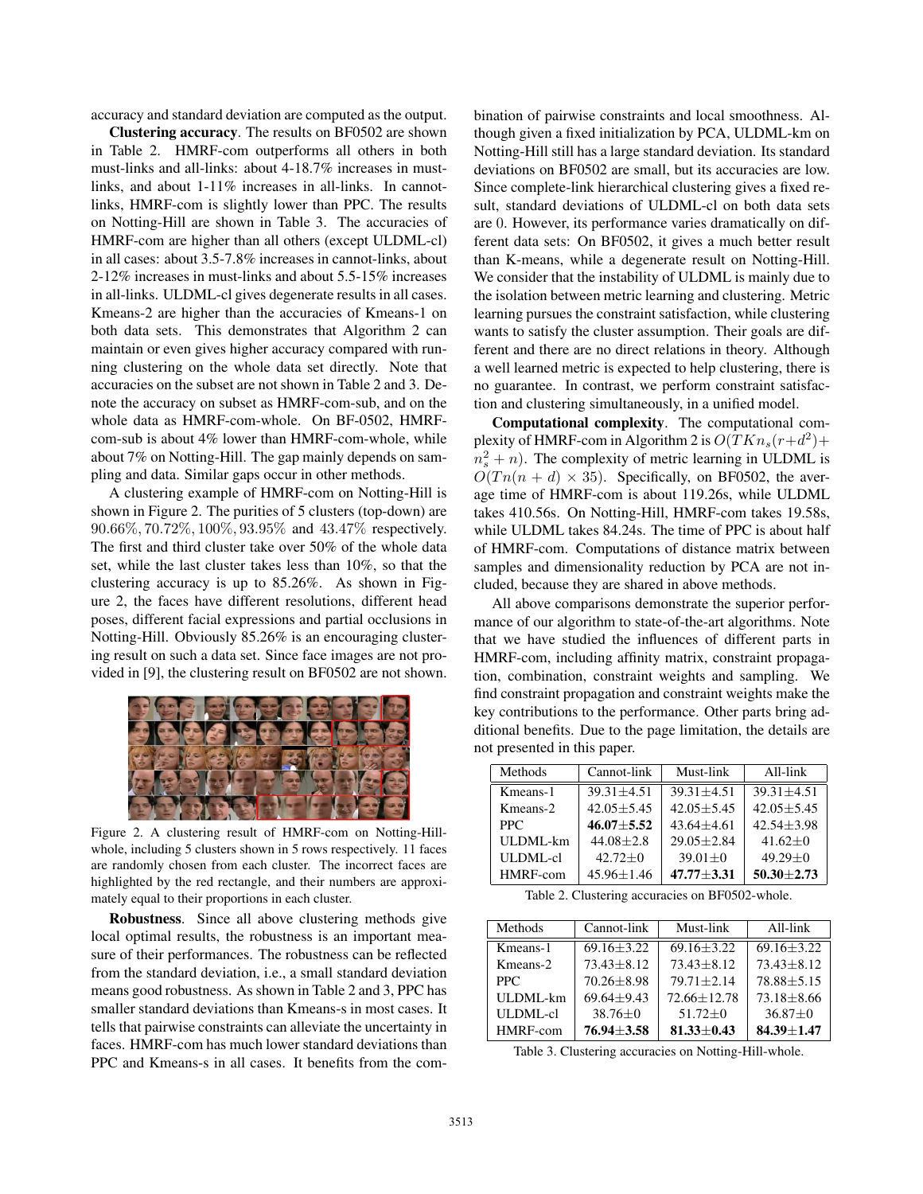accuracy and standard deviation are computed as the output.

**Clustering accuracy**. The results on BF0502 are shown in Table 2. HMRF-com outperforms all others in both must-links and all-links: about 4-18.7% increases in must-links, and about 1-11% increases in all-links. In cannot-links, HMRF-com is slightly lower than PPC. The results on Notting-Hill are shown in Table 3. The accuracies of HMRF-com are higher than all others (except ULDML-cl) in all cases: about 3.5-7.8% increases in cannot-links, about 2-12% increases in must-links and about 5.5-15% increases in all-links. ULDML-cl gives degenerate results in all cases. Kmeans-2 are higher than the accuracies of Kmeans-1 on both data sets. This demonstrates that Algorithm 2 can maintain or even gives higher accuracy compared with running clustering on the whole data set directly. Note that accuracies on the subset are not shown in Table 2 and 3. Denote the accuracy on subset as HMRF-com-sub, and on the whole data as HMRF-com-whole. On BF-0502, HMRF-com-sub is about 4% lower than HMRF-com-whole, while about 7% on Notting-Hill. The gap mainly depends on sampling and data. Similar gaps occur in other methods.

A clustering example of HMRF-com on Notting-Hill is shown in Figure 2. The purities of 5 clusters (top-down) are $90.66\%, 70.72\%, 100\%, 93.95\%$ and $43.47\%$ respectively. The first and third cluster take over 50% of the whole data set, while the last cluster takes less than 10%, so that the clustering accuracy is up to 85.26%. As shown in Figure 2, the faces have different resolutions, different head poses, different facial expressions and partial occlusions in Notting-Hill. Obviously 85.26% is an encouraging clustering result on such a data set. Since face images are not provided in [9], the clustering result on BF0502 are not shown.

Figure 2. A clustering result of HMRF-com on Notting-Hill-whole, including 5 clusters shown in 5 rows respectively. 11 faces are randomly chosen from each cluster. The incorrect faces are highlighted by the red rectangle, and their numbers are approximately equal to their proportions in each cluster.

**Robustness**. Since all above clustering methods give local optimal results, the robustness is an important measure of their performances. The robustness can be reflected from the standard deviation, i.e., a small standard deviation means good robustness. As shown in Table 2 and 3, PPC has smaller standard deviations than Kmeans-s in most cases. It tells that pairwise constraints can alleviate the uncertainty in faces. HMRF-com has much lower standard deviations than PPC and Kmeans-s in all cases. It benefits from the combination of pairwise constraints and local smoothness. Although given a fixed initialization by PCA, ULDML-km on Notting-Hill still has a large standard deviation. Its standard deviations on BF0502 are small, but its accuracies are low. Since complete-link hierarchical clustering gives a fixed result, standard deviations of ULDML-cl on both data sets are 0. However, its performance varies dramatically on different data sets: On BF0502, it gives a much better result than K-means, while a degenerate result on Notting-Hill. We consider that the instability of ULDML is mainly due to the isolation between metric learning and clustering. Metric learning pursues the constraint satisfaction, while clustering wants to satisfy the cluster assumption. Their goals are different and there are no direct relations in theory. Although a well learned metric is expected to help clustering, there is no guarantee. In contrast, we perform constraint satisfaction and clustering simultaneously, in a unified model.

**Computational complexity**. The computational complexity of HMRF-com in Algorithm 2 is $O(TKn_s(r+d^2)+n_s^2+n)$. The complexity of metric learning in ULDML is $O(Tn(n+d)\times 35)$. Specifically, on BF0502, the average time of HMRF-com is about 119.26s, while ULDML takes 410.56s. On Notting-Hill, HMRF-com takes 19.58s, while ULDML takes 84.24s. The time of PPC is about half of HMRF-com. Computations of distance matrix between samples and dimensionality reduction by PCA are not included, because they are shared in above methods.

All above comparisons demonstrate the superior performance of our algorithm to state-of-the-art algorithms. Note that we have studied the influences of different parts in HMRF-com, including affinity matrix, constraint propagation, combination, constraint weights and sampling. We find constraint propagation and constraint weights make the key contributions to the performance. Other parts bring additional benefits. Due to the page limitation, the details are not presented in this paper.

| Methods | Cannot-link | Must-link | All-link |
|---|---|---|---|
| Kmeans-1 | 39.31±4.51 | 39.31±4.51 | 39.31±4.51 |
| Kmeans-2 | 42.05±5.45 | 42.05±5.45 | 42.05±5.45 |
| PPC | **46.07±5.52** | 43.64±4.61 | 42.54±3.98 |
| ULDML-km | 44.08±2.8 | 29.05±2.84 | 41.62±0 |
| ULDML-cl | 42.72±0 | 39.01±0 | 49.29±0 |
| HMRF-com | 45.96±1.46 | **47.77±3.31** | **50.30±2.73** |

Table 2. Clustering accuracies on BF0502-whole.

| Methods | Cannot-link | Must-link | All-link |
|---|---|---|---|
| Kmeans-1 | 69.16±3.22 | 69.16±3.22 | 69.16±3.22 |
| Kmeans-2 | 73.43±8.12 | 73.43±8.12 | 73.43±8.12 |
| PPC | 70.26±8.98 | 79.71±2.14 | 78.88±5.15 |
| ULDML-km | 69.64±9.43 | 72.66±12.78 | 73.18±8.66 |
| ULDML-cl | 38.76±0 | 51.72±0 | 36.87±0 |
| HMRF-com | **76.94±3.58** | **81.33±0.43** | **84.39±1.47** |

Table 3. Clustering accuracies on Notting-Hill-whole.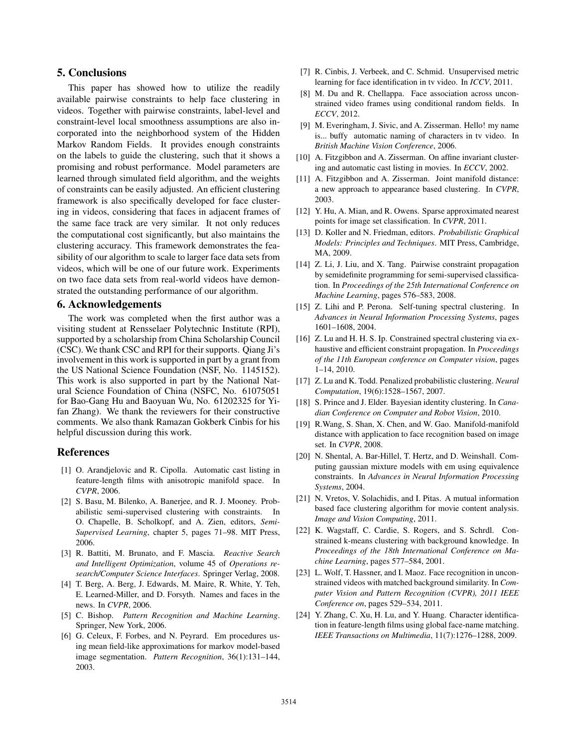## 5. Conclusions

This paper has showed how to utilize the readily available pairwise constraints to help face clustering in videos. Together with pairwise constraints, label-level and constraint-level local smoothness assumptions are also incorporated into the neighborhood system of the Hidden Markov Random Fields. It provides enough constraints on the labels to guide the clustering, such that it shows a promising and robust performance. Model parameters are learned through simulated field algorithm, and the weights of constraints can be easily adjusted. An efficient clustering framework is also specifically developed for face clustering in videos, considering that faces in adjacent frames of the same face track are very similar. It not only reduces the computational cost significantly, but also maintains the clustering accuracy. This framework demonstrates the feasibility of our algorithm to scale to larger face data sets from videos, which will be one of our future work. Experiments on two face data sets from real-world videos have demonstrated the outstanding performance of our algorithm.

## 6. Acknowledgements

The work was completed when the first author was a visiting student at Rensselaer Polytechnic Institute (RPI), supported by a scholarship from China Scholarship Council (CSC). We thank CSC and RPI for their supports. Qiang Ji's involvement in this work is supported in part by a grant from the US National Science Foundation (NSF, No. 1145152). This work is also supported in part by the National Natural Science Foundation of China (NSFC, No. 61075051 for Bao-Gang Hu and Baoyuan Wu, No. 61202325 for Yifan Zhang). We thank the reviewers for their constructive comments. We also thank Ramazan Gokberk Cinbis for his helpful discussion during this work.

## References

[1] O. Arandjelovic and R. Cipolla. Automatic cast listing in feature-length films with anisotropic manifold space. In *CVPR*, 2006.

[2] S. Basu, M. Bilenko, A. Banerjee, and R. J. Mooney. Probabilistic semi-supervised clustering with constraints. In O. Chapelle, B. Scholkopf, and A. Zien, editors, *Semi-Supervised Learning*, chapter 5, pages 71–98. MIT Press, 2006.

[3] R. Battiti, M. Brunato, and F. Mascia. *Reactive Search and Intelligent Optimization*, volume 45 of *Operations research/Computer Science Interfaces*. Springer Verlag, 2008.

[4] T. Berg, A. Berg, J. Edwards, M. Maire, R. White, Y. Teh, E. Learned-Miller, and D. Forsyth. Names and faces in the news. In *CVPR*, 2006.

[5] C. Bishop. *Pattern Recognition and Machine Learning*. Springer, New York, 2006.

[6] G. Celeux, F. Forbes, and N. Peyrard. Em procedures using mean field-like approximations for markov model-based image segmentation. *Pattern Recognition*, 36(1):131–144, 2003.

[7] R. Cinbis, J. Verbeek, and C. Schmid. Unsupervised metric learning for face identification in tv video. In *ICCV*, 2011.

[8] M. Du and R. Chellappa. Face association across unconstrained video frames using conditional random fields. In *ECCV*, 2012.

[9] M. Everingham, J. Sivic, and A. Zisserman. Hello! my name is... buffy automatic naming of characters in tv video. In *British Machine Vision Conference*, 2006.

[10] A. Fitzgibbon and A. Zisserman. On affine invariant clustering and automatic cast listing in movies. In *ECCV*, 2002.

[11] A. Fitzgibbon and A. Zisserman. Joint manifold distance: a new approach to appearance based clustering. In *CVPR*, 2003.

[12] Y. Hu, A. Mian, and R. Owens. Sparse approximated nearest points for image set classification. In *CVPR*, 2011.

[13] D. Koller and N. Friedman, editors. *Probabilistic Graphical Models: Principles and Techniques*. MIT Press, Cambridge, MA, 2009.

[14] Z. Li, J. Liu, and X. Tang. Pairwise constraint propagation by semidefinite programming for semi-supervised classification. In *Proceedings of the 25th International Conference on Machine Learning*, pages 576–583, 2008.

[15] Z. Lihi and P. Perona. Self-tuning spectral clustering. In *Advances in Neural Information Processing Systems*, pages 1601–1608, 2004.

[16] Z. Lu and H. H. S. Ip. Constrained spectral clustering via exhaustive and efficient constraint propagation. In *Proceedings of the 11th European conference on Computer vision*, pages 1–14, 2010.

[17] Z. Lu and K. Todd. Penalized probabilistic clustering. *Neural Computation*, 19(6):1528–1567, 2007.

[18] S. Prince and J. Elder. Bayesian identity clustering. In *Canadian Conference on Computer and Robot Vision*, 2010.

[19] R.Wang, S. Shan, X. Chen, and W. Gao. Manifold-manifold distance with application to face recognition based on image set. In *CVPR*, 2008.

[20] N. Shental, A. Bar-Hillel, T. Hertz, and D. Weinshall. Computing gaussian mixture models with em using equivalence constraints. In *Advances in Neural Information Processing Systems*, 2004.

[21] N. Vretos, V. Solachidis, and I. Pitas. A mutual information based face clustering algorithm for movie content analysis. *Image and Vision Computing*, 2011.

[22] K. Wagstaff, C. Cardie, S. Rogers, and S. Schrdl. Constrained k-means clustering with background knowledge. In *Proceedings of the 18th International Conference on Machine Learning*, pages 577–584, 2001.

[23] L. Wolf, T. Hassner, and I. Maoz. Face recognition in unconstrained videos with matched background similarity. In *Computer Vision and Pattern Recognition (CVPR), 2011 IEEE Conference on*, pages 529–534, 2011.

[24] Y. Zhang, C. Xu, H. Lu, and Y. Huang. Character identification in feature-length films using global face-name matching. *IEEE Transactions on Multimedia*, 11(7):1276–1288, 2009.